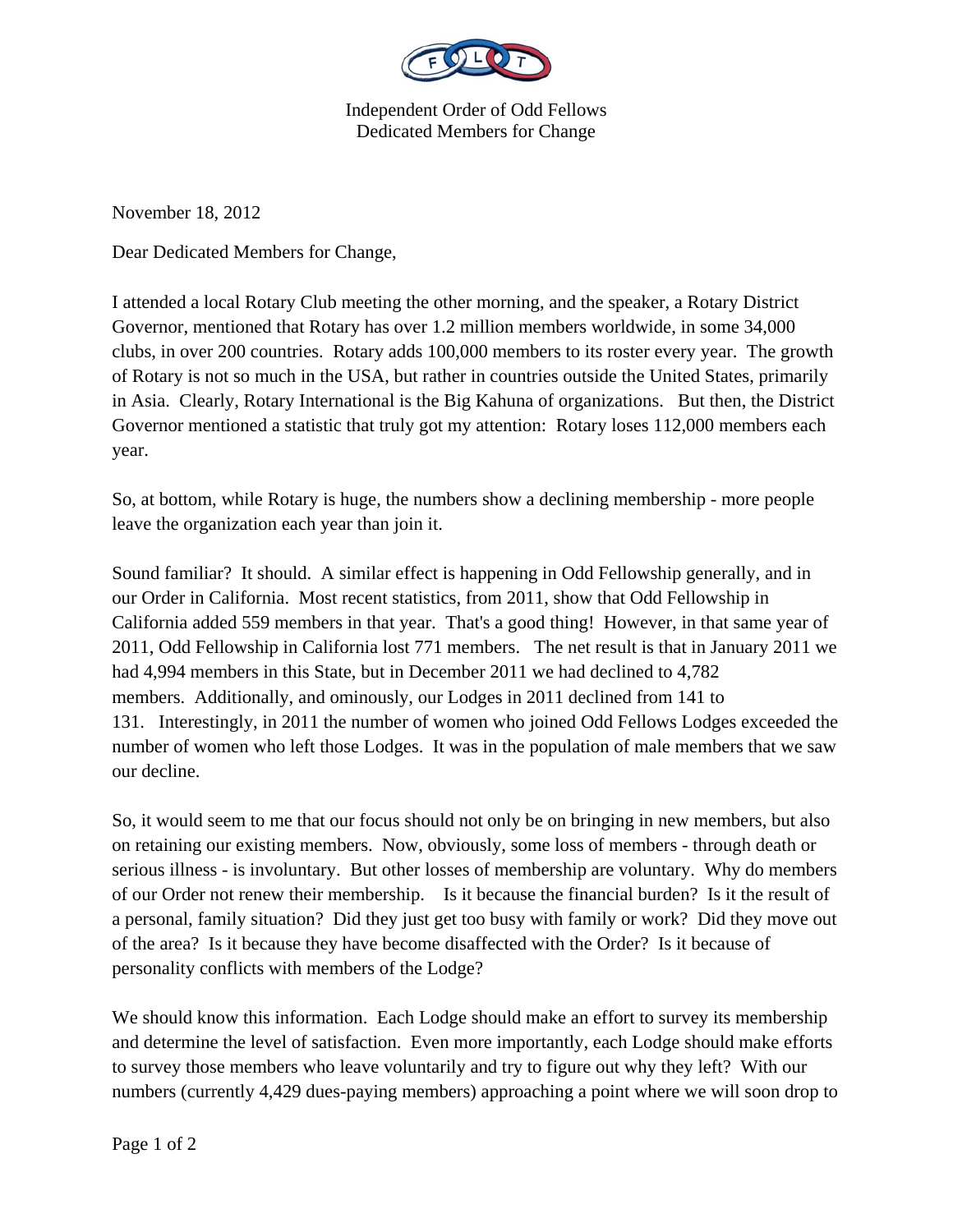Independent Order of Odd Fellows
Dedicated Members for Change

November 18, 2012

Dear Dedicated Members for Change,

I attended a local Rotary Club meeting the other morning, and the speaker, a Rotary District Governor, mentioned that Rotary has over 1.2 million members worldwide, in some 34,000 clubs, in over 200 countries. Rotary adds 100,000 members to its roster every year. The growth of Rotary is not so much in the USA, but rather in countries outside the United States, primarily in Asia. Clearly, Rotary International is the Big Kahuna of organizations. But then, the District Governor mentioned a statistic that truly got my attention: Rotary loses 112,000 members each year.

So, at bottom, while Rotary is huge, the numbers show a declining membership - more people leave the organization each year than join it.

Sound familiar? It should. A similar effect is happening in Odd Fellowship generally, and in our Order in California. Most recent statistics, from 2011, show that Odd Fellowship in California added 559 members in that year. That's a good thing! However, in that same year of 2011, Odd Fellowship in California lost 771 members. The net result is that in January 2011 we had 4,994 members in this State, but in December 2011 we had declined to 4,782 members. Additionally, and ominously, our Lodges in 2011 declined from 141 to 131. Interestingly, in 2011 the number of women who joined Odd Fellows Lodges exceeded the number of women who left those Lodges. It was in the population of male members that we saw our decline.

So, it would seem to me that our focus should not only be on bringing in new members, but also on retaining our existing members. Now, obviously, some loss of members - through death or serious illness - is involuntary. But other losses of membership are voluntary. Why do members of our Order not renew their membership. Is it because the financial burden? Is it the result of a personal, family situation? Did they just get too busy with family or work? Did they move out of the area? Is it because they have become disaffected with the Order? Is it because of personality conflicts with members of the Lodge?

We should know this information. Each Lodge should make an effort to survey its membership and determine the level of satisfaction. Even more importantly, each Lodge should make efforts to survey those members who leave voluntarily and try to figure out why they left? With our numbers (currently 4,429 dues-paying members) approaching a point where we will soon drop to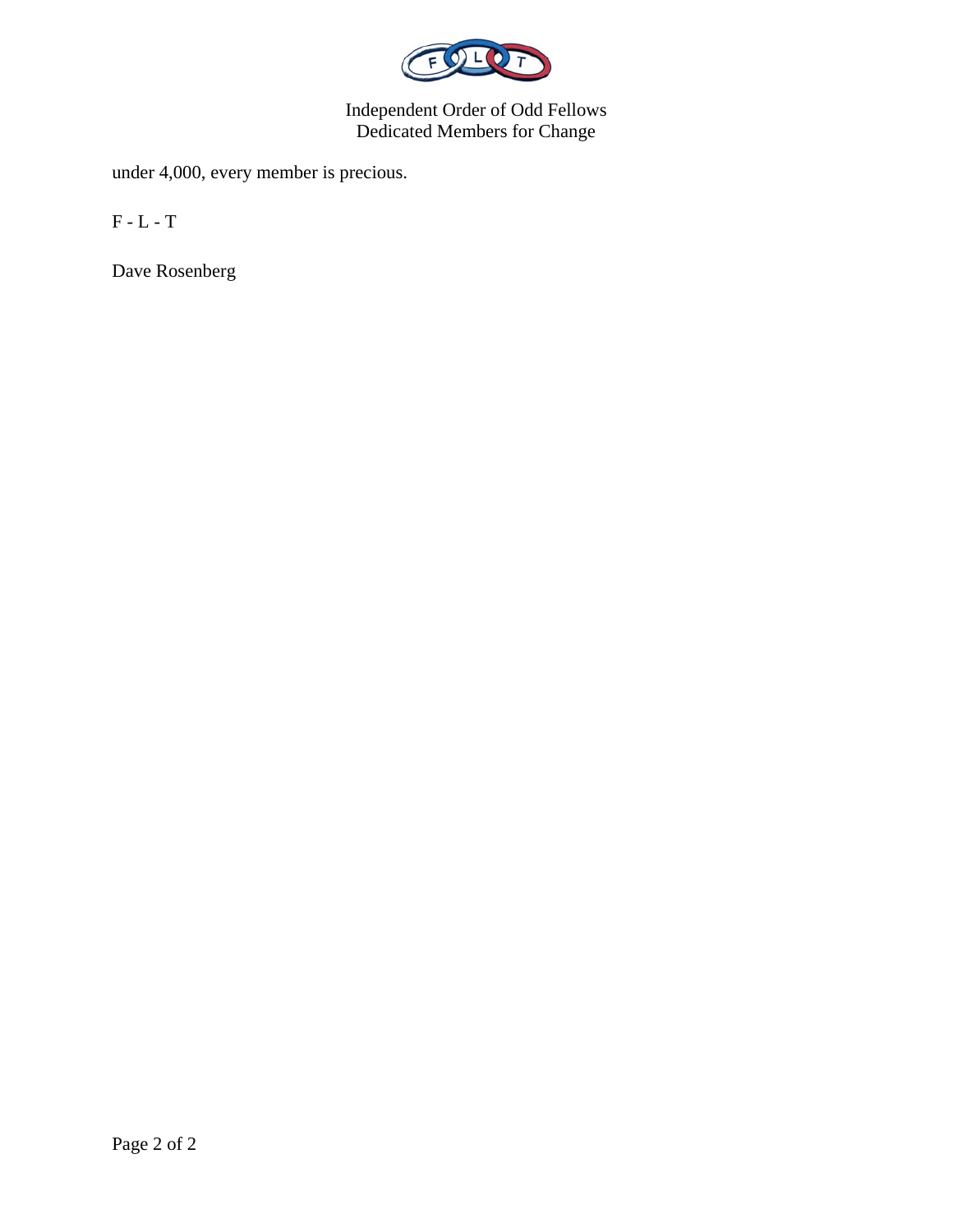under 4,000, every member is precious.

F - L - T

Dave Rosenberg